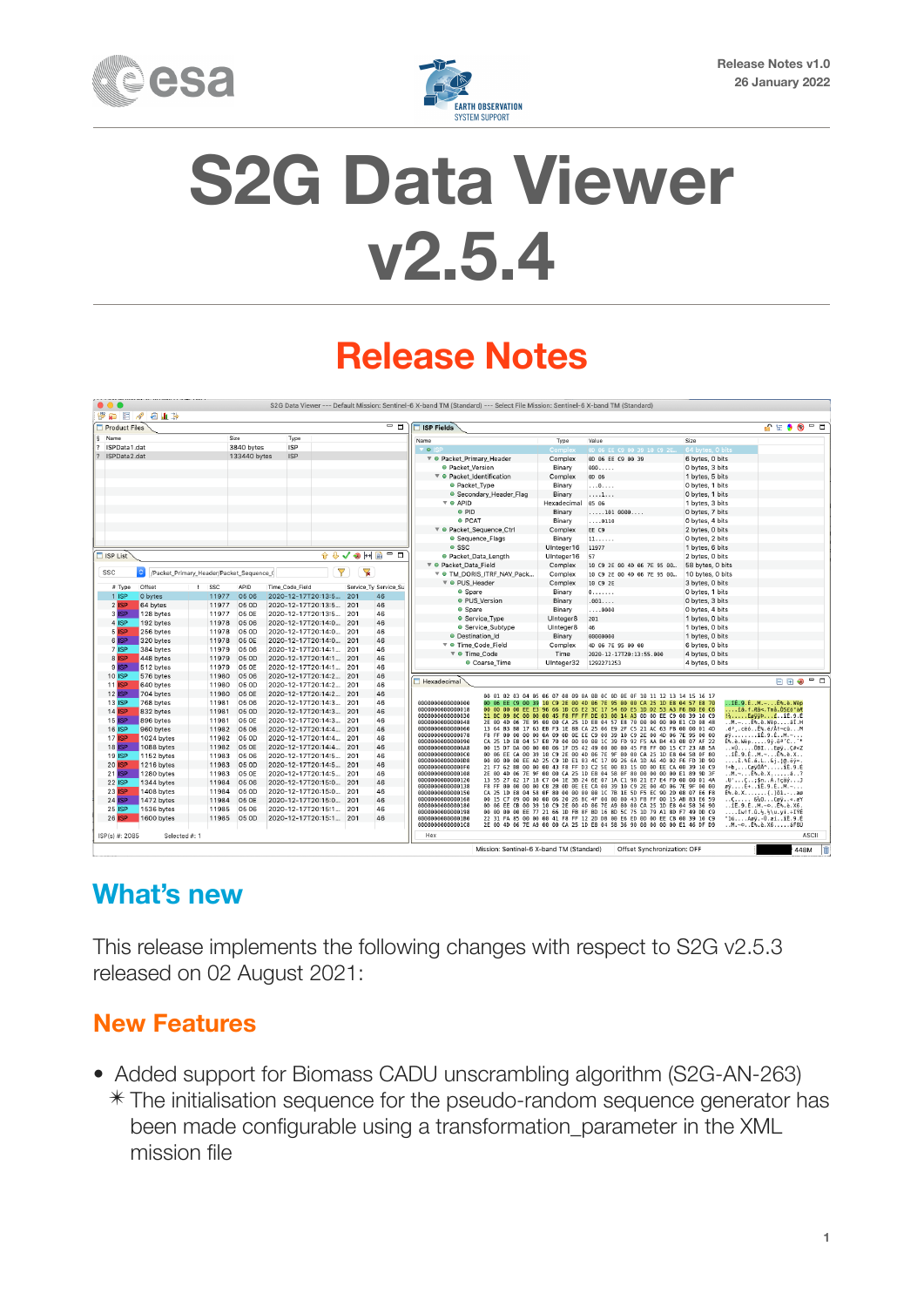Release Notes v1.0
26 January 2022

# S2G Data Viewer v2.5.4

## Release Notes

## What's new

This release implements the following changes with respect to S2G v2.5.3 released on 02 August 2021:

### New Features

- Added support for Biomass CADU unscrambling algorithm (S2G-AN-263)
  - ✳ The initialisation sequence for the pseudo-random sequence generator has been made configurable using a transformation_parameter in the XML mission file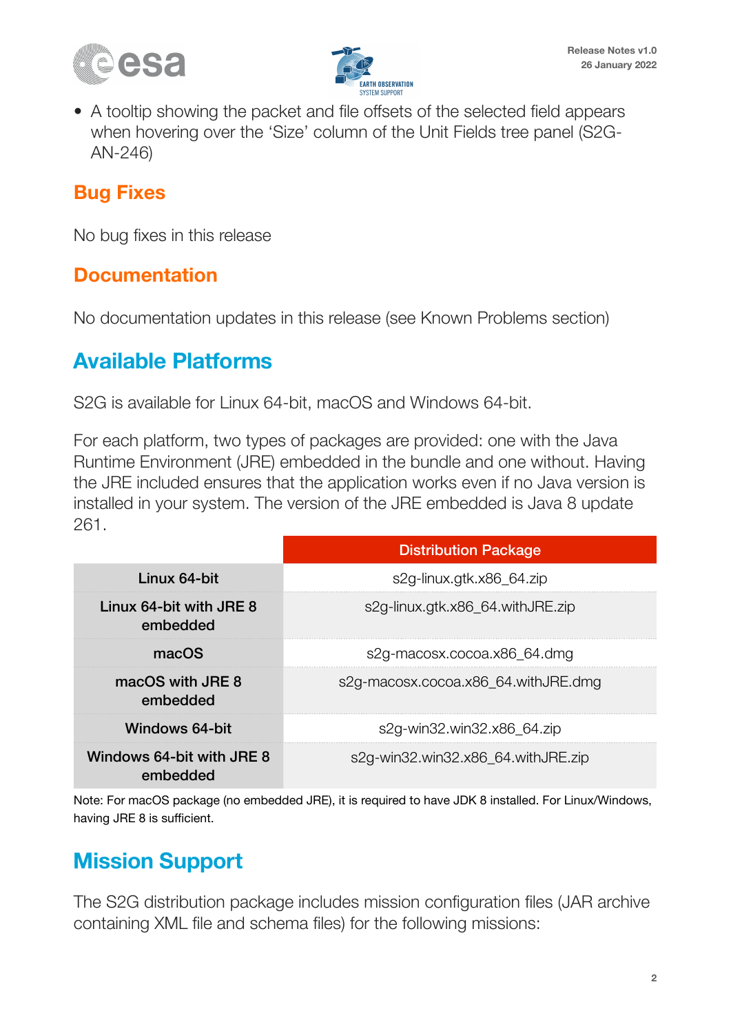- A tooltip showing the packet and file offsets of the selected field appears when hovering over the 'Size' column of the Unit Fields tree panel (S2G-AN-246)

### Bug Fixes

No bug fixes in this release

### Documentation

No documentation updates in this release (see Known Problems section)

## Available Platforms

S2G is available for Linux 64-bit, macOS and Windows 64-bit.

For each platform, two types of packages are provided: one with the Java Runtime Environment (JRE) embedded in the bundle and one without. Having the JRE included ensures that the application works even if no Java version is installed in your system. The version of the JRE embedded is Java 8 update 261.

| | Distribution Package |
|---|---|
| **Linux 64-bit** | s2g-linux.gtk.x86_64.zip |
| **Linux 64-bit with JRE 8 embedded** | s2g-linux.gtk.x86_64.withJRE.zip |
| **macOS** | s2g-macosx.cocoa.x86_64.dmg |
| **macOS with JRE 8 embedded** | s2g-macosx.cocoa.x86_64.withJRE.dmg |
| **Windows 64-bit** | s2g-win32.win32.x86_64.zip |
| **Windows 64-bit with JRE 8 embedded** | s2g-win32.win32.x86_64.withJRE.zip |

Note: For macOS package (no embedded JRE), it is required to have JDK 8 installed. For Linux/Windows, having JRE 8 is sufficient.

## Mission Support

The S2G distribution package includes mission configuration files (JAR archive containing XML file and schema files) for the following missions: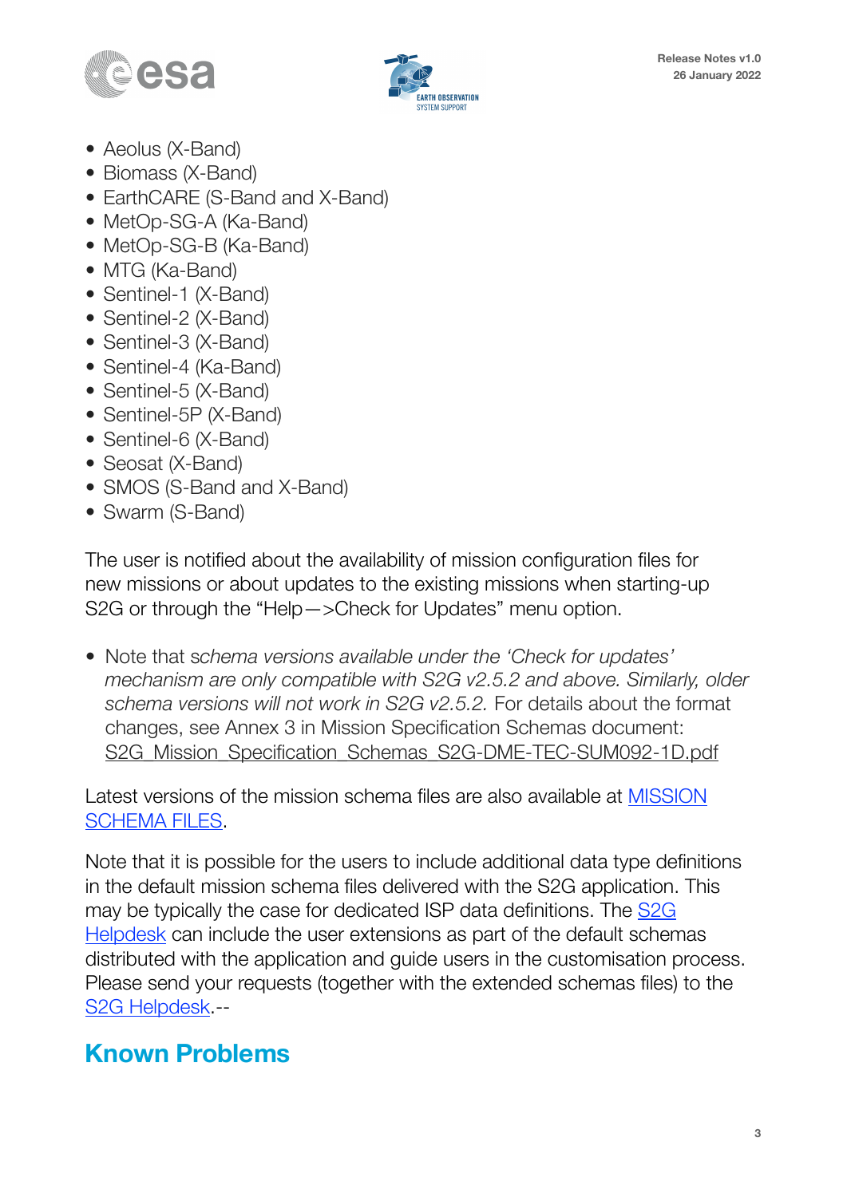- Aeolus (X-Band)
- Biomass (X-Band)
- EarthCARE (S-Band and X-Band)
- MetOp-SG-A (Ka-Band)
- MetOp-SG-B (Ka-Band)
- MTG (Ka-Band)
- Sentinel-1 (X-Band)
- Sentinel-2 (X-Band)
- Sentinel-3 (X-Band)
- Sentinel-4 (Ka-Band)
- Sentinel-5 (X-Band)
- Sentinel-5P (X-Band)
- Sentinel-6 (X-Band)
- Seosat (X-Band)
- SMOS (S-Band and X-Band)
- Swarm (S-Band)

The user is notified about the availability of mission configuration files for new missions or about updates to the existing missions when starting-up S2G or through the "Help—>Check for Updates" menu option.

- Note that s*chema versions available under the 'Check for updates' mechanism are only compatible with S2G v2.5.2 and above. Similarly, older schema versions will not work in S2G v2.5.2.* For details about the format changes, see Annex 3 in Mission Specification Schemas document: S2G_Mission_Specification_Schemas_S2G-DME-TEC-SUM092-1D.pdf

Latest versions of the mission schema files are also available at MISSION SCHEMA FILES.

Note that it is possible for the users to include additional data type definitions in the default mission schema files delivered with the S2G application. This may be typically the case for dedicated ISP data definitions. The S2G Helpdesk can include the user extensions as part of the default schemas distributed with the application and guide users in the customisation process. Please send your requests (together with the extended schemas files) to the S2G Helpdesk.--

## Known Problems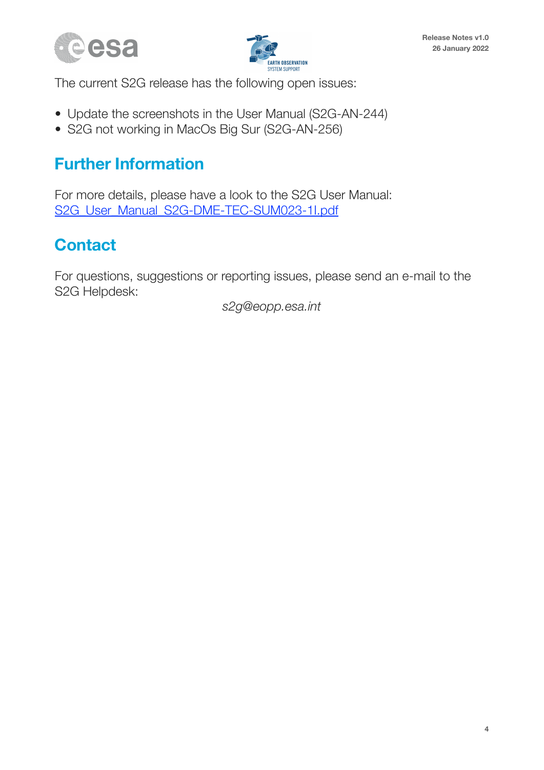The current S2G release has the following open issues:

- Update the screenshots in the User Manual (S2G-AN-244)
- S2G not working in MacOs Big Sur (S2G-AN-256)

## Further Information

For more details, please have a look to the S2G User Manual:
S2G_User_Manual_S2G-DME-TEC-SUM023-1I.pdf

## Contact

For questions, suggestions or reporting issues, please send an e-mail to the S2G Helpdesk:

*s2g@eopp.esa.int*